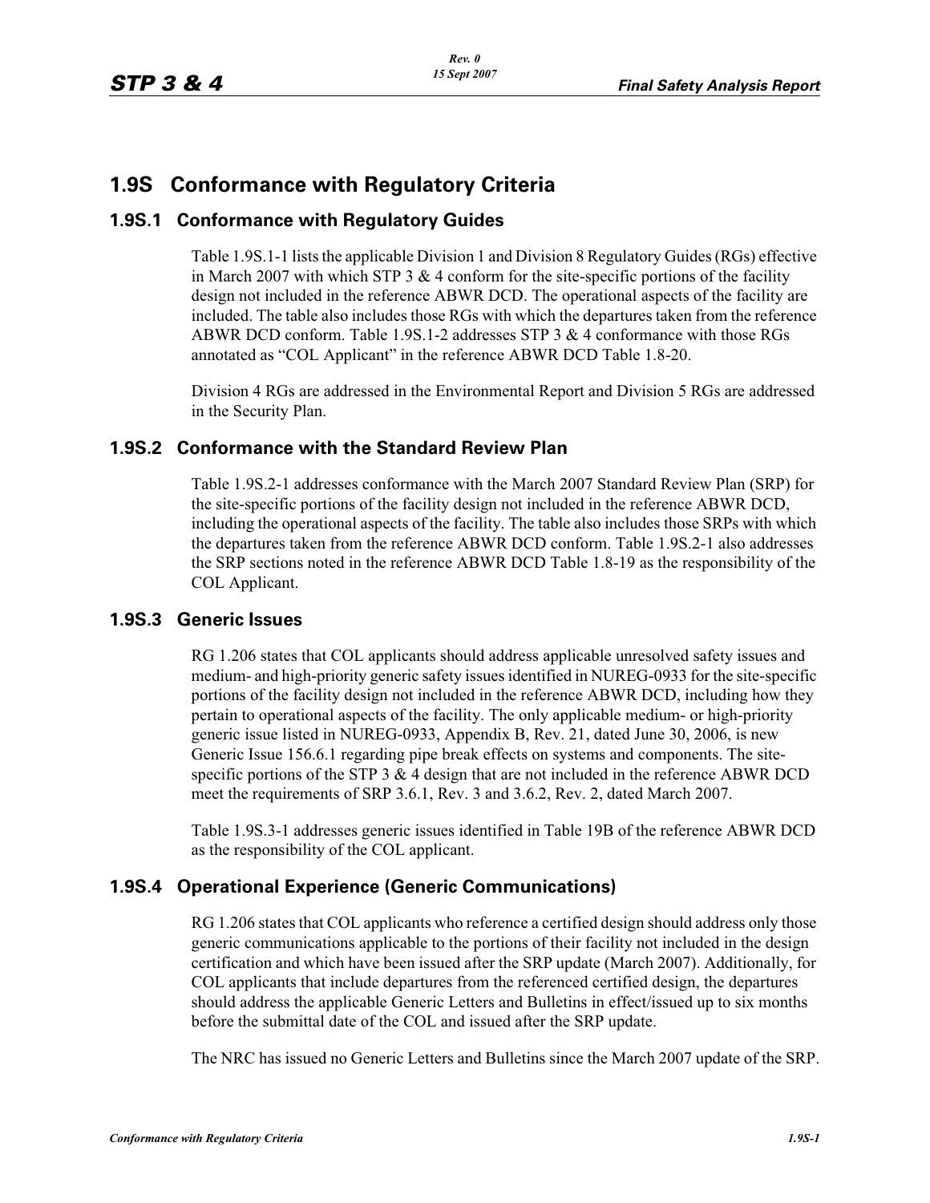# 1.9S Conformance with Regulatory Criteria

## 1.9S.1 Conformance with Regulatory Guides

Table 1.9S.1-1 lists the applicable Division 1 and Division 8 Regulatory Guides (RGs) effective in March 2007 with which STP 3 & 4 conform for the site-specific portions of the facility design not included in the reference ABWR DCD. The operational aspects of the facility are included. The table also includes those RGs with which the departures taken from the reference ABWR DCD conform. Table 1.9S.1-2 addresses STP 3 & 4 conformance with those RGs annotated as "COL Applicant" in the reference ABWR DCD Table 1.8-20.

Division 4 RGs are addressed in the Environmental Report and Division 5 RGs are addressed in the Security Plan.

## 1.9S.2 Conformance with the Standard Review Plan

Table 1.9S.2-1 addresses conformance with the March 2007 Standard Review Plan (SRP) for the site-specific portions of the facility design not included in the reference ABWR DCD, including the operational aspects of the facility. The table also includes those SRPs with which the departures taken from the reference ABWR DCD conform. Table 1.9S.2-1 also addresses the SRP sections noted in the reference ABWR DCD Table 1.8-19 as the responsibility of the COL Applicant.

## 1.9S.3 Generic Issues

RG 1.206 states that COL applicants should address applicable unresolved safety issues and medium- and high-priority generic safety issues identified in NUREG-0933 for the site-specific portions of the facility design not included in the reference ABWR DCD, including how they pertain to operational aspects of the facility. The only applicable medium- or high-priority generic issue listed in NUREG-0933, Appendix B, Rev. 21, dated June 30, 2006, is new Generic Issue 156.6.1 regarding pipe break effects on systems and components. The site-specific portions of the STP 3 & 4 design that are not included in the reference ABWR DCD meet the requirements of SRP 3.6.1, Rev. 3 and 3.6.2, Rev. 2, dated March 2007.

Table 1.9S.3-1 addresses generic issues identified in Table 19B of the reference ABWR DCD as the responsibility of the COL applicant.

## 1.9S.4 Operational Experience (Generic Communications)

RG 1.206 states that COL applicants who reference a certified design should address only those generic communications applicable to the portions of their facility not included in the design certification and which have been issued after the SRP update (March 2007). Additionally, for COL applicants that include departures from the referenced certified design, the departures should address the applicable Generic Letters and Bulletins in effect/issued up to six months before the submittal date of the COL and issued after the SRP update.

The NRC has issued no Generic Letters and Bulletins since the March 2007 update of the SRP.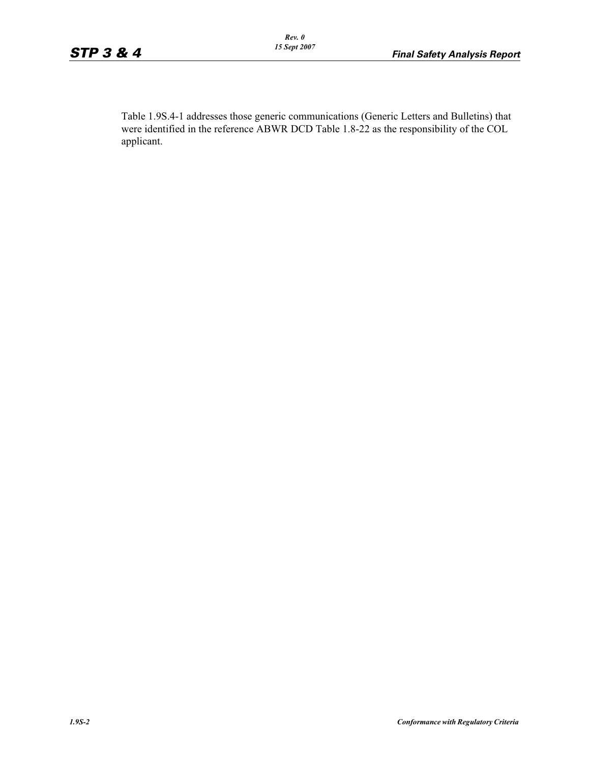Table 1.9S.4-1 addresses those generic communications (Generic Letters and Bulletins) that were identified in the reference ABWR DCD Table 1.8-22 as the responsibility of the COL applicant.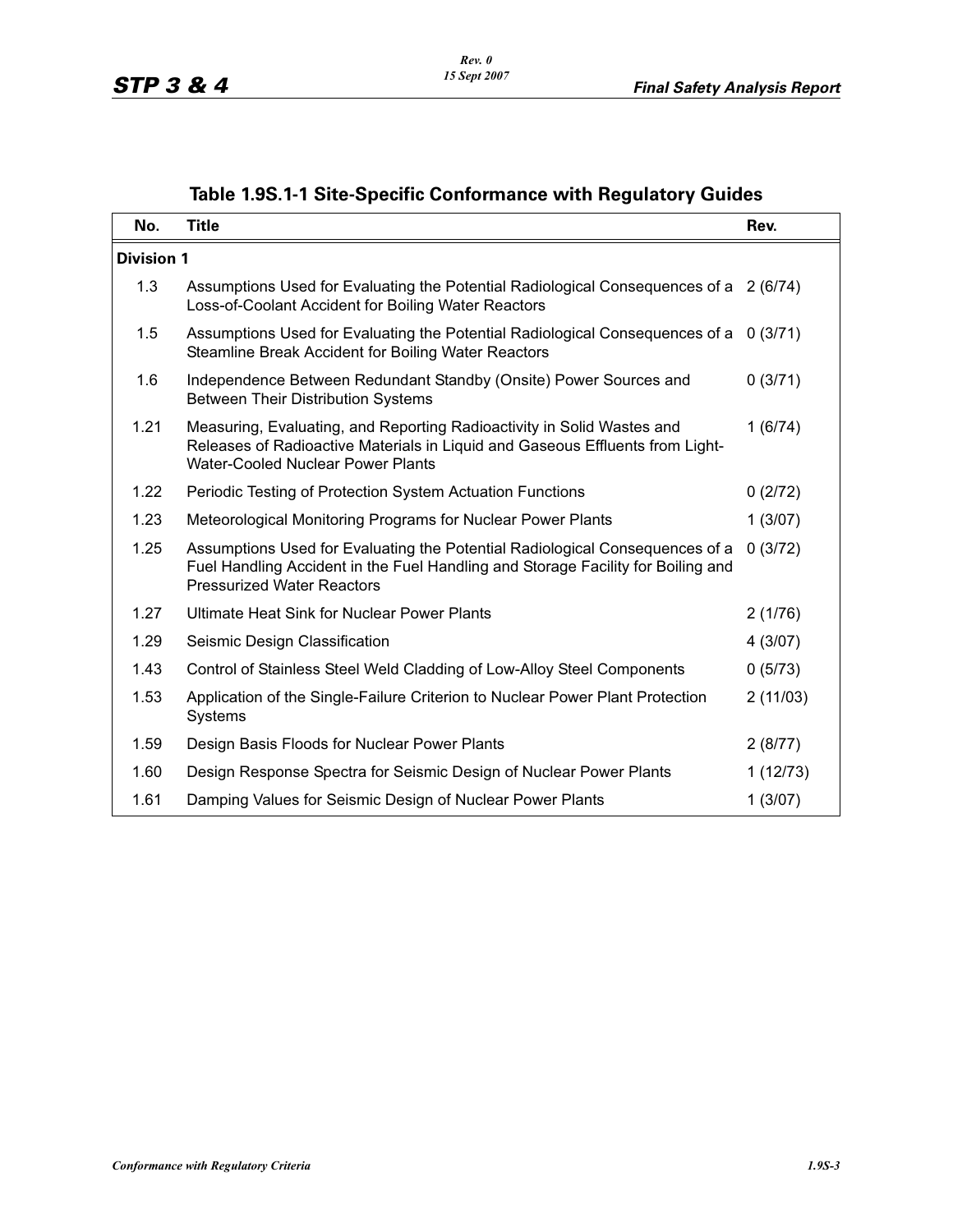## Table 1.9S.1-1 Site-Specific Conformance with Regulatory Guides

| No. | Title | Rev. |
|---|---|---|
| **Division 1** | | |
| 1.3 | Assumptions Used for Evaluating the Potential Radiological Consequences of a Loss-of-Coolant Accident for Boiling Water Reactors | 2 (6/74) |
| 1.5 | Assumptions Used for Evaluating the Potential Radiological Consequences of a Steamline Break Accident for Boiling Water Reactors | 0 (3/71) |
| 1.6 | Independence Between Redundant Standby (Onsite) Power Sources and Between Their Distribution Systems | 0 (3/71) |
| 1.21 | Measuring, Evaluating, and Reporting Radioactivity in Solid Wastes and Releases of Radioactive Materials in Liquid and Gaseous Effluents from Light-Water-Cooled Nuclear Power Plants | 1 (6/74) |
| 1.22 | Periodic Testing of Protection System Actuation Functions | 0 (2/72) |
| 1.23 | Meteorological Monitoring Programs for Nuclear Power Plants | 1 (3/07) |
| 1.25 | Assumptions Used for Evaluating the Potential Radiological Consequences of a Fuel Handling Accident in the Fuel Handling and Storage Facility for Boiling and Pressurized Water Reactors | 0 (3/72) |
| 1.27 | Ultimate Heat Sink for Nuclear Power Plants | 2 (1/76) |
| 1.29 | Seismic Design Classification | 4 (3/07) |
| 1.43 | Control of Stainless Steel Weld Cladding of Low-Alloy Steel Components | 0 (5/73) |
| 1.53 | Application of the Single-Failure Criterion to Nuclear Power Plant Protection Systems | 2 (11/03) |
| 1.59 | Design Basis Floods for Nuclear Power Plants | 2 (8/77) |
| 1.60 | Design Response Spectra for Seismic Design of Nuclear Power Plants | 1 (12/73) |
| 1.61 | Damping Values for Seismic Design of Nuclear Power Plants | 1 (3/07) |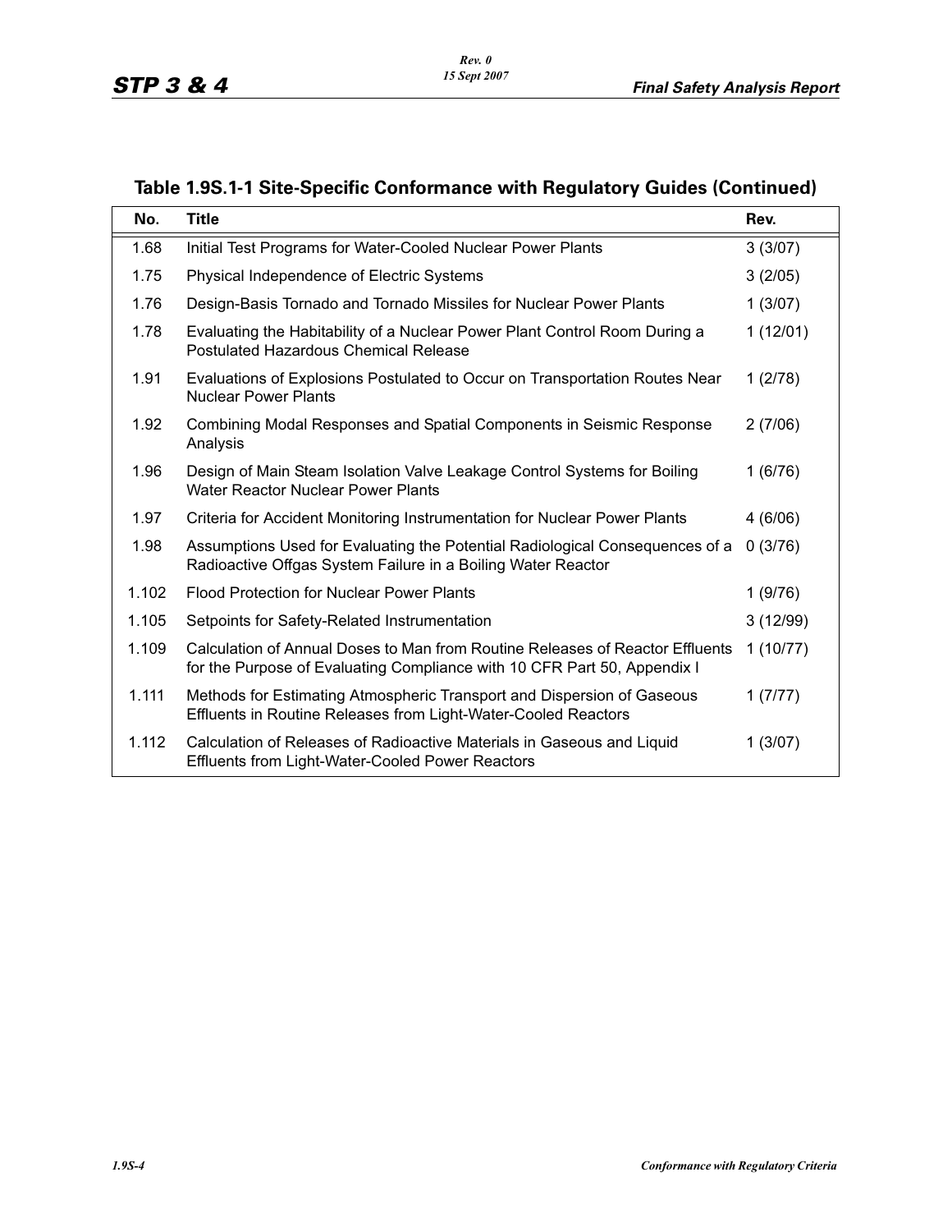## Table 1.9S.1-1 Site-Specific Conformance with Regulatory Guides (Continued)

| No. | Title | Rev. |
|---|---|---|
| 1.68 | Initial Test Programs for Water-Cooled Nuclear Power Plants | 3 (3/07) |
| 1.75 | Physical Independence of Electric Systems | 3 (2/05) |
| 1.76 | Design-Basis Tornado and Tornado Missiles for Nuclear Power Plants | 1 (3/07) |
| 1.78 | Evaluating the Habitability of a Nuclear Power Plant Control Room During a Postulated Hazardous Chemical Release | 1 (12/01) |
| 1.91 | Evaluations of Explosions Postulated to Occur on Transportation Routes Near Nuclear Power Plants | 1 (2/78) |
| 1.92 | Combining Modal Responses and Spatial Components in Seismic Response Analysis | 2 (7/06) |
| 1.96 | Design of Main Steam Isolation Valve Leakage Control Systems for Boiling Water Reactor Nuclear Power Plants | 1 (6/76) |
| 1.97 | Criteria for Accident Monitoring Instrumentation for Nuclear Power Plants | 4 (6/06) |
| 1.98 | Assumptions Used for Evaluating the Potential Radiological Consequences of a Radioactive Offgas System Failure in a Boiling Water Reactor | 0 (3/76) |
| 1.102 | Flood Protection for Nuclear Power Plants | 1 (9/76) |
| 1.105 | Setpoints for Safety-Related Instrumentation | 3 (12/99) |
| 1.109 | Calculation of Annual Doses to Man from Routine Releases of Reactor Effluents for the Purpose of Evaluating Compliance with 10 CFR Part 50, Appendix I | 1 (10/77) |
| 1.111 | Methods for Estimating Atmospheric Transport and Dispersion of Gaseous Effluents in Routine Releases from Light-Water-Cooled Reactors | 1 (7/77) |
| 1.112 | Calculation of Releases of Radioactive Materials in Gaseous and Liquid Effluents from Light-Water-Cooled Power Reactors | 1 (3/07) |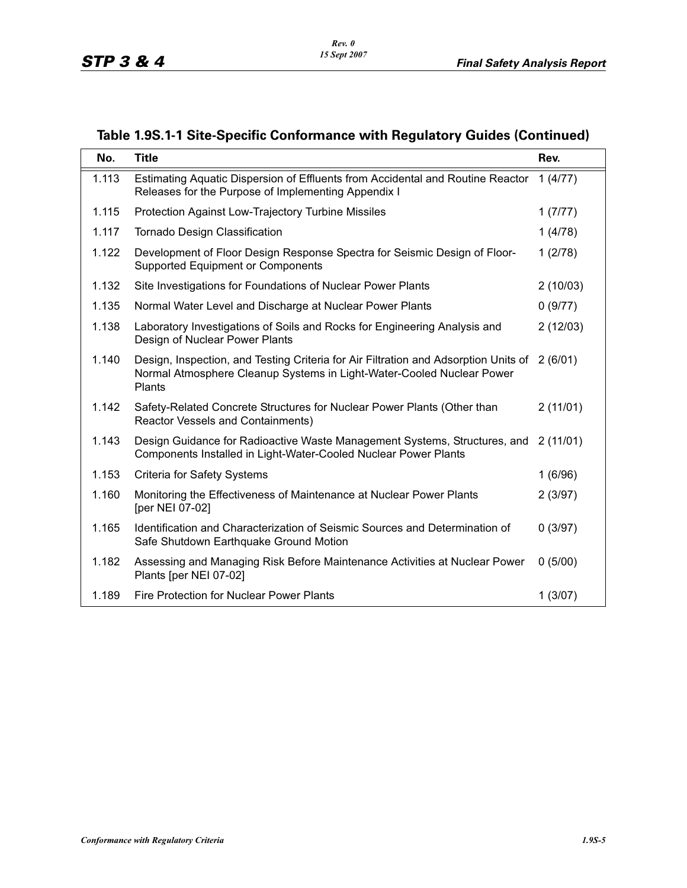## Table 1.9S.1-1 Site-Specific Conformance with Regulatory Guides (Continued)

| No. | Title | Rev. |
|---|---|---|
| 1.113 | Estimating Aquatic Dispersion of Effluents from Accidental and Routine Reactor Releases for the Purpose of Implementing Appendix I | 1 (4/77) |
| 1.115 | Protection Against Low-Trajectory Turbine Missiles | 1 (7/77) |
| 1.117 | Tornado Design Classification | 1 (4/78) |
| 1.122 | Development of Floor Design Response Spectra for Seismic Design of Floor-Supported Equipment or Components | 1 (2/78) |
| 1.132 | Site Investigations for Foundations of Nuclear Power Plants | 2 (10/03) |
| 1.135 | Normal Water Level and Discharge at Nuclear Power Plants | 0 (9/77) |
| 1.138 | Laboratory Investigations of Soils and Rocks for Engineering Analysis and Design of Nuclear Power Plants | 2 (12/03) |
| 1.140 | Design, Inspection, and Testing Criteria for Air Filtration and Adsorption Units of Normal Atmosphere Cleanup Systems in Light-Water-Cooled Nuclear Power Plants | 2 (6/01) |
| 1.142 | Safety-Related Concrete Structures for Nuclear Power Plants (Other than Reactor Vessels and Containments) | 2 (11/01) |
| 1.143 | Design Guidance for Radioactive Waste Management Systems, Structures, and Components Installed in Light-Water-Cooled Nuclear Power Plants | 2 (11/01) |
| 1.153 | Criteria for Safety Systems | 1 (6/96) |
| 1.160 | Monitoring the Effectiveness of Maintenance at Nuclear Power Plants [per NEI 07-02] | 2 (3/97) |
| 1.165 | Identification and Characterization of Seismic Sources and Determination of Safe Shutdown Earthquake Ground Motion | 0 (3/97) |
| 1.182 | Assessing and Managing Risk Before Maintenance Activities at Nuclear Power Plants [per NEI 07-02] | 0 (5/00) |
| 1.189 | Fire Protection for Nuclear Power Plants | 1 (3/07) |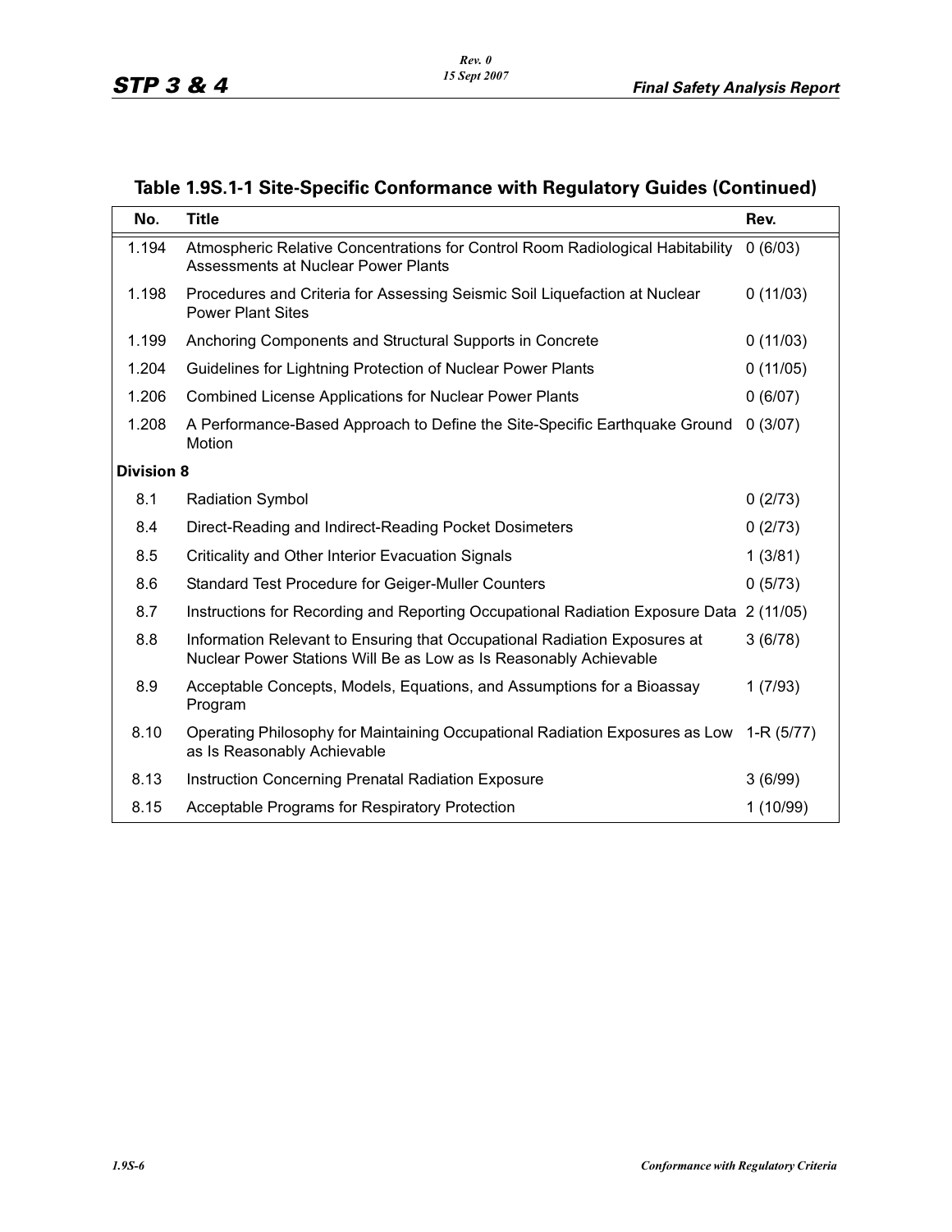## Table 1.9S.1-1 Site-Specific Conformance with Regulatory Guides (Continued)

| No. | Title | Rev. |
|---|---|---|
| 1.194 | Atmospheric Relative Concentrations for Control Room Radiological Habitability Assessments at Nuclear Power Plants | 0 (6/03) |
| 1.198 | Procedures and Criteria for Assessing Seismic Soil Liquefaction at Nuclear Power Plant Sites | 0 (11/03) |
| 1.199 | Anchoring Components and Structural Supports in Concrete | 0 (11/03) |
| 1.204 | Guidelines for Lightning Protection of Nuclear Power Plants | 0 (11/05) |
| 1.206 | Combined License Applications for Nuclear Power Plants | 0 (6/07) |
| 1.208 | A Performance-Based Approach to Define the Site-Specific Earthquake Ground Motion | 0 (3/07) |
| **Division 8** | | |
| 8.1 | Radiation Symbol | 0 (2/73) |
| 8.4 | Direct-Reading and Indirect-Reading Pocket Dosimeters | 0 (2/73) |
| 8.5 | Criticality and Other Interior Evacuation Signals | 1 (3/81) |
| 8.6 | Standard Test Procedure for Geiger-Muller Counters | 0 (5/73) |
| 8.7 | Instructions for Recording and Reporting Occupational Radiation Exposure Data | 2 (11/05) |
| 8.8 | Information Relevant to Ensuring that Occupational Radiation Exposures at Nuclear Power Stations Will Be as Low as Is Reasonably Achievable | 3 (6/78) |
| 8.9 | Acceptable Concepts, Models, Equations, and Assumptions for a Bioassay Program | 1 (7/93) |
| 8.10 | Operating Philosophy for Maintaining Occupational Radiation Exposures as Low as Is Reasonably Achievable | 1-R (5/77) |
| 8.13 | Instruction Concerning Prenatal Radiation Exposure | 3 (6/99) |
| 8.15 | Acceptable Programs for Respiratory Protection | 1 (10/99) |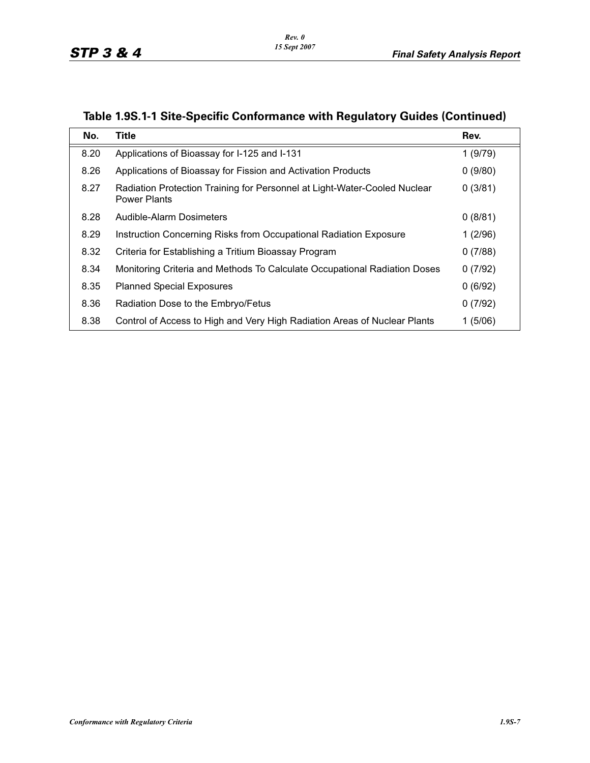## Table 1.9S.1-1 Site-Specific Conformance with Regulatory Guides (Continued)

| No. | Title | Rev. |
|---|---|---|
| 8.20 | Applications of Bioassay for I-125 and I-131 | 1 (9/79) |
| 8.26 | Applications of Bioassay for Fission and Activation Products | 0 (9/80) |
| 8.27 | Radiation Protection Training for Personnel at Light-Water-Cooled Nuclear Power Plants | 0 (3/81) |
| 8.28 | Audible-Alarm Dosimeters | 0 (8/81) |
| 8.29 | Instruction Concerning Risks from Occupational Radiation Exposure | 1 (2/96) |
| 8.32 | Criteria for Establishing a Tritium Bioassay Program | 0 (7/88) |
| 8.34 | Monitoring Criteria and Methods To Calculate Occupational Radiation Doses | 0 (7/92) |
| 8.35 | Planned Special Exposures | 0 (6/92) |
| 8.36 | Radiation Dose to the Embryo/Fetus | 0 (7/92) |
| 8.38 | Control of Access to High and Very High Radiation Areas of Nuclear Plants | 1 (5/06) |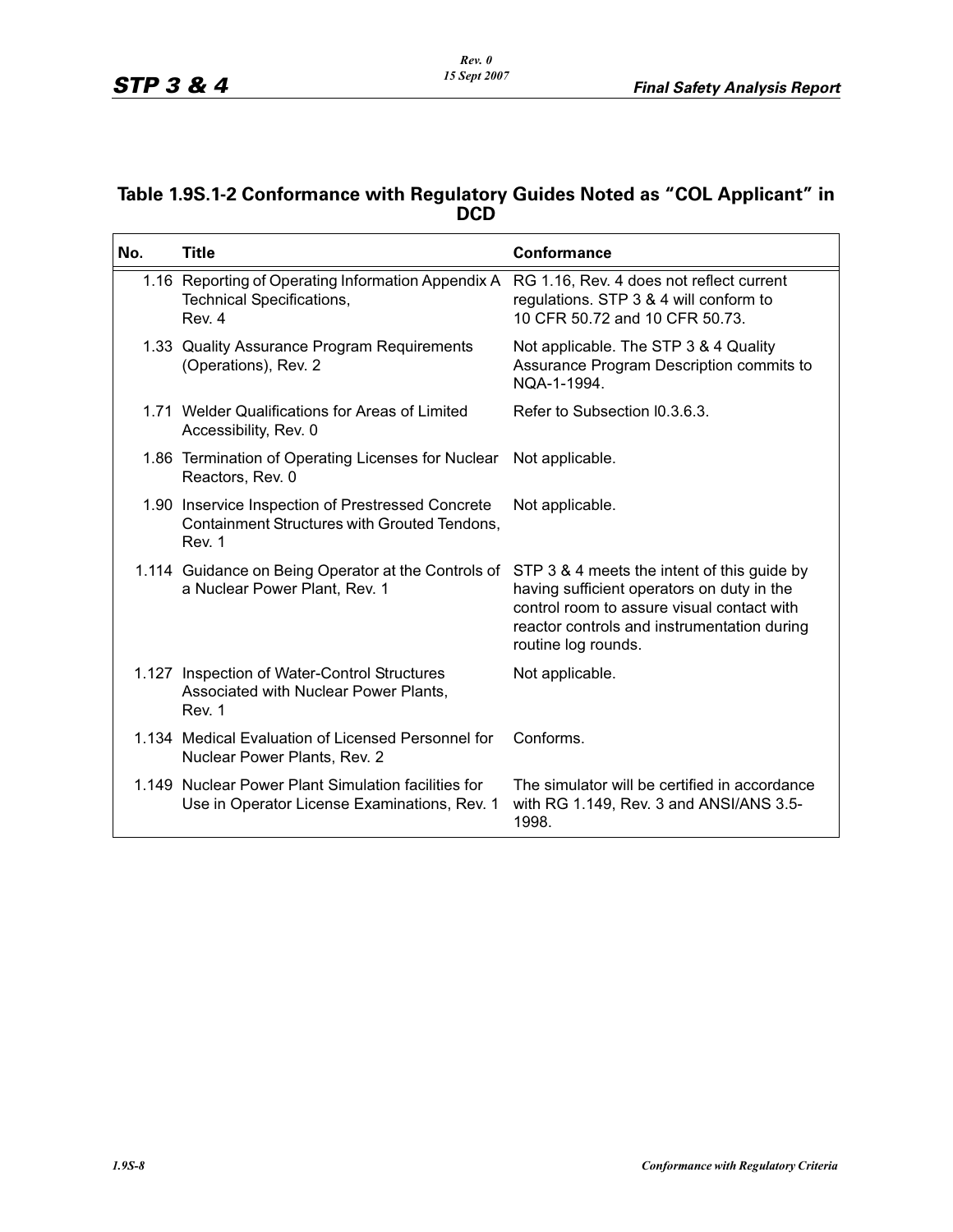## Table 1.9S.1-2 Conformance with Regulatory Guides Noted as "COL Applicant" in DCD

| No. | Title | Conformance |
|---|---|---|
| 1.16 | Reporting of Operating Information Appendix A Technical Specifications, Rev. 4 | RG 1.16, Rev. 4 does not reflect current regulations. STP 3 & 4 will conform to 10 CFR 50.72 and 10 CFR 50.73. |
| 1.33 | Quality Assurance Program Requirements (Operations), Rev. 2 | Not applicable. The STP 3 & 4 Quality Assurance Program Description commits to NQA-1-1994. |
| 1.71 | Welder Qualifications for Areas of Limited Accessibility, Rev. 0 | Refer to Subsection I0.3.6.3. |
| 1.86 | Termination of Operating Licenses for Nuclear Reactors, Rev. 0 | Not applicable. |
| 1.90 | Inservice Inspection of Prestressed Concrete Containment Structures with Grouted Tendons, Rev. 1 | Not applicable. |
| 1.114 | Guidance on Being Operator at the Controls of a Nuclear Power Plant, Rev. 1 | STP 3 & 4 meets the intent of this guide by having sufficient operators on duty in the control room to assure visual contact with reactor controls and instrumentation during routine log rounds. |
| 1.127 | Inspection of Water-Control Structures Associated with Nuclear Power Plants, Rev. 1 | Not applicable. |
| 1.134 | Medical Evaluation of Licensed Personnel for Nuclear Power Plants, Rev. 2 | Conforms. |
| 1.149 | Nuclear Power Plant Simulation facilities for Use in Operator License Examinations, Rev. 1 | The simulator will be certified in accordance with RG 1.149, Rev. 3 and ANSI/ANS 3.5-1998. |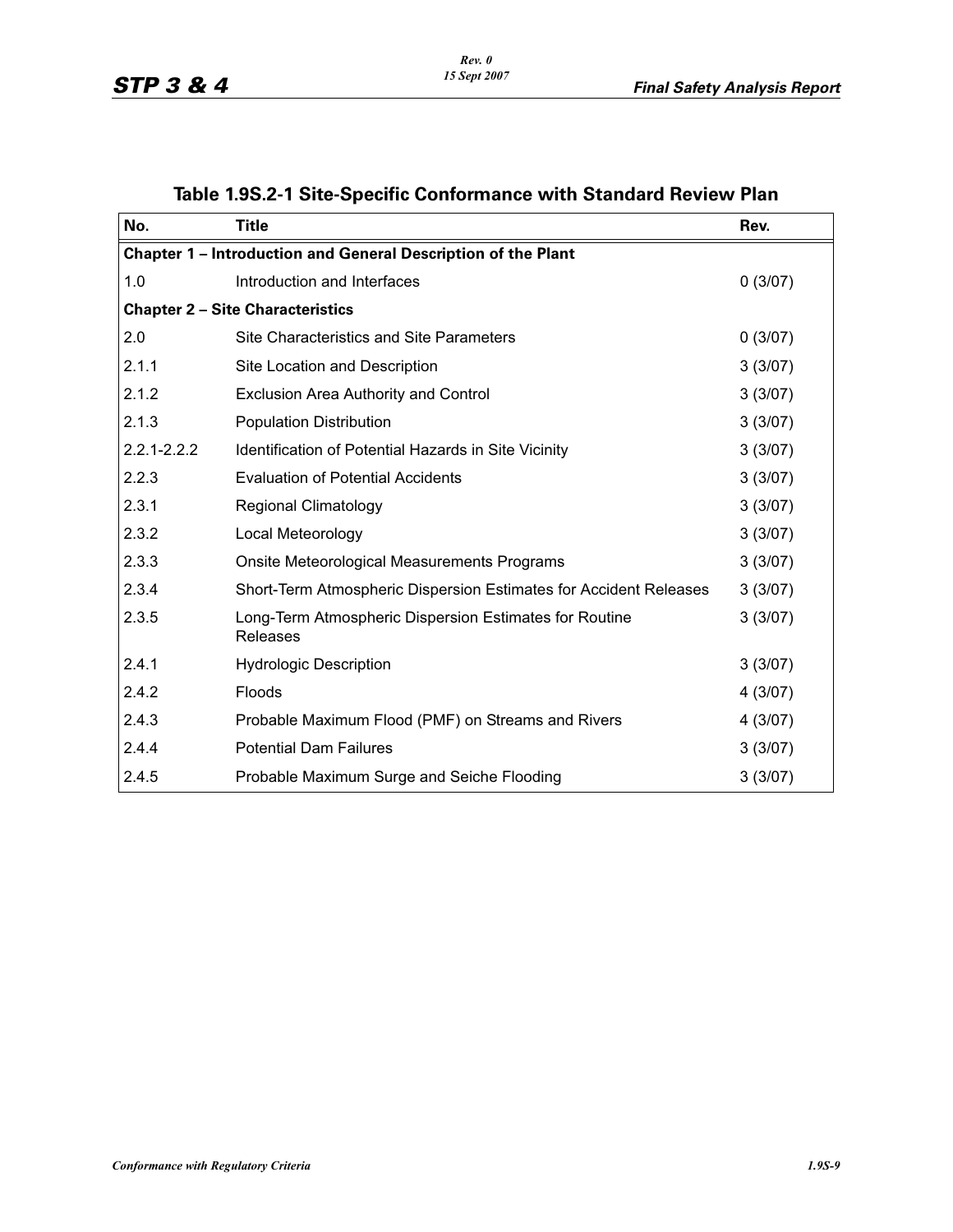## Table 1.9S.2-1 Site-Specific Conformance with Standard Review Plan

| No. | Title | Rev. |
|---|---|---|
| **Chapter 1 – Introduction and General Description of the Plant** | | |
| 1.0 | Introduction and Interfaces | 0 (3/07) |
| **Chapter 2 – Site Characteristics** | | |
| 2.0 | Site Characteristics and Site Parameters | 0 (3/07) |
| 2.1.1 | Site Location and Description | 3 (3/07) |
| 2.1.2 | Exclusion Area Authority and Control | 3 (3/07) |
| 2.1.3 | Population Distribution | 3 (3/07) |
| 2.2.1-2.2.2 | Identification of Potential Hazards in Site Vicinity | 3 (3/07) |
| 2.2.3 | Evaluation of Potential Accidents | 3 (3/07) |
| 2.3.1 | Regional Climatology | 3 (3/07) |
| 2.3.2 | Local Meteorology | 3 (3/07) |
| 2.3.3 | Onsite Meteorological Measurements Programs | 3 (3/07) |
| 2.3.4 | Short-Term Atmospheric Dispersion Estimates for Accident Releases | 3 (3/07) |
| 2.3.5 | Long-Term Atmospheric Dispersion Estimates for Routine Releases | 3 (3/07) |
| 2.4.1 | Hydrologic Description | 3 (3/07) |
| 2.4.2 | Floods | 4 (3/07) |
| 2.4.3 | Probable Maximum Flood (PMF) on Streams and Rivers | 4 (3/07) |
| 2.4.4 | Potential Dam Failures | 3 (3/07) |
| 2.4.5 | Probable Maximum Surge and Seiche Flooding | 3 (3/07) |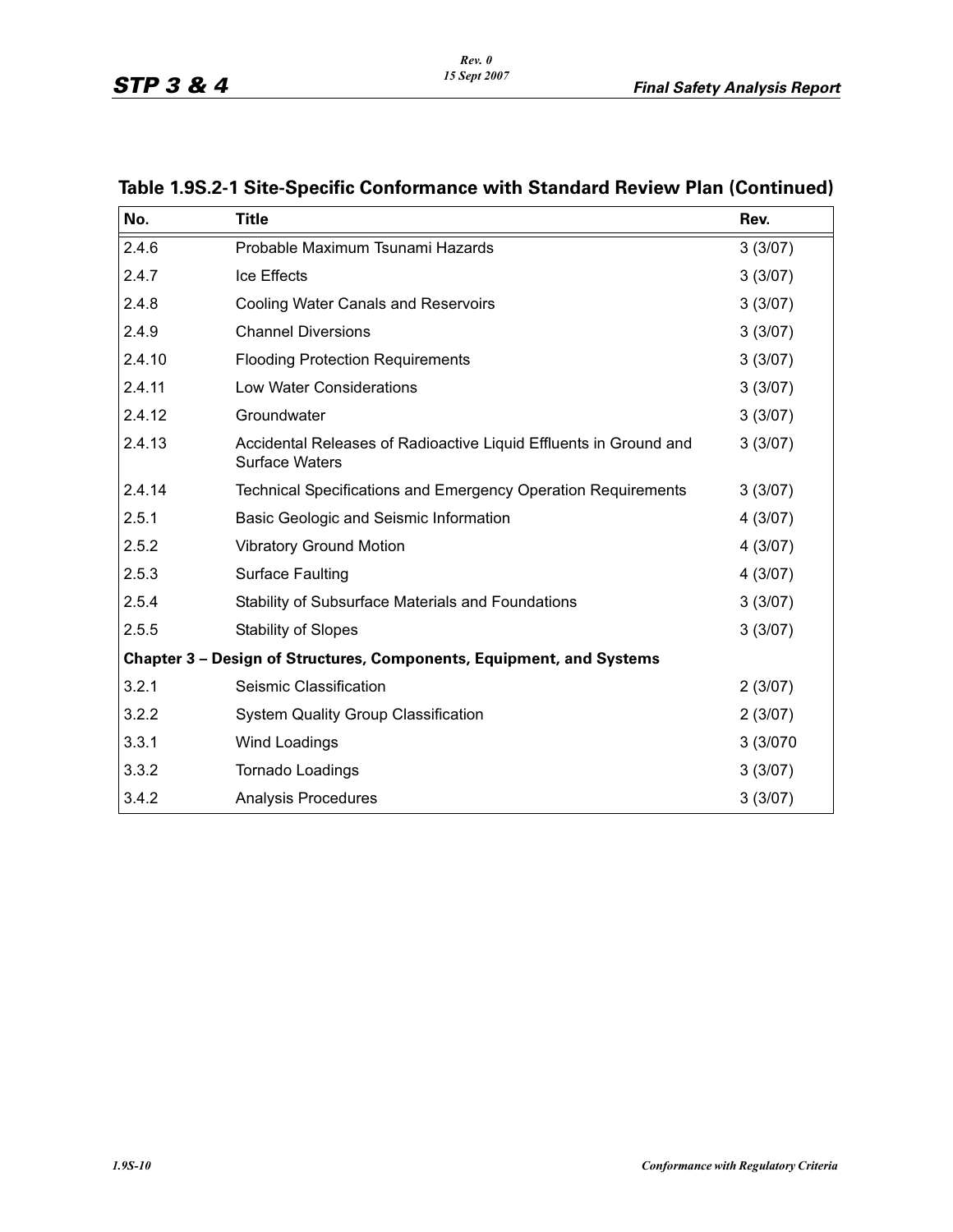## Table 1.9S.2-1 Site-Specific Conformance with Standard Review Plan (Continued)

| No. | Title | Rev. |
|---|---|---|
| 2.4.6 | Probable Maximum Tsunami Hazards | 3 (3/07) |
| 2.4.7 | Ice Effects | 3 (3/07) |
| 2.4.8 | Cooling Water Canals and Reservoirs | 3 (3/07) |
| 2.4.9 | Channel Diversions | 3 (3/07) |
| 2.4.10 | Flooding Protection Requirements | 3 (3/07) |
| 2.4.11 | Low Water Considerations | 3 (3/07) |
| 2.4.12 | Groundwater | 3 (3/07) |
| 2.4.13 | Accidental Releases of Radioactive Liquid Effluents in Ground and Surface Waters | 3 (3/07) |
| 2.4.14 | Technical Specifications and Emergency Operation Requirements | 3 (3/07) |
| 2.5.1 | Basic Geologic and Seismic Information | 4 (3/07) |
| 2.5.2 | Vibratory Ground Motion | 4 (3/07) |
| 2.5.3 | Surface Faulting | 4 (3/07) |
| 2.5.4 | Stability of Subsurface Materials and Foundations | 3 (3/07) |
| 2.5.5 | Stability of Slopes | 3 (3/07) |
| **Chapter 3 – Design of Structures, Components, Equipment, and Systems** | | |
| 3.2.1 | Seismic Classification | 2 (3/07) |
| 3.2.2 | System Quality Group Classification | 2 (3/07) |
| 3.3.1 | Wind Loadings | 3 (3/070 |
| 3.3.2 | Tornado Loadings | 3 (3/07) |
| 3.4.2 | Analysis Procedures | 3 (3/07) |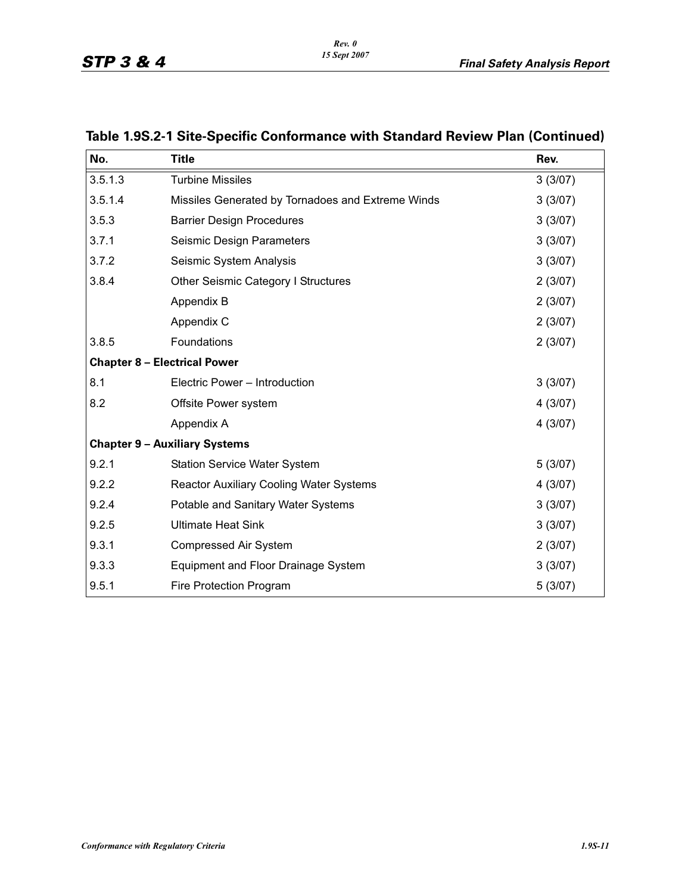## Table 1.9S.2-1 Site-Specific Conformance with Standard Review Plan (Continued)

| No. | Title | Rev. |
|---|---|---|
| 3.5.1.3 | Turbine Missiles | 3 (3/07) |
| 3.5.1.4 | Missiles Generated by Tornadoes and Extreme Winds | 3 (3/07) |
| 3.5.3 | Barrier Design Procedures | 3 (3/07) |
| 3.7.1 | Seismic Design Parameters | 3 (3/07) |
| 3.7.2 | Seismic System Analysis | 3 (3/07) |
| 3.8.4 | Other Seismic Category I Structures | 2 (3/07) |
| | Appendix B | 2 (3/07) |
| | Appendix C | 2 (3/07) |
| 3.8.5 | Foundations | 2 (3/07) |
| **Chapter 8 – Electrical Power** | | |
| 8.1 | Electric Power – Introduction | 3 (3/07) |
| 8.2 | Offsite Power system | 4 (3/07) |
| | Appendix A | 4 (3/07) |
| **Chapter 9 – Auxiliary Systems** | | |
| 9.2.1 | Station Service Water System | 5 (3/07) |
| 9.2.2 | Reactor Auxiliary Cooling Water Systems | 4 (3/07) |
| 9.2.4 | Potable and Sanitary Water Systems | 3 (3/07) |
| 9.2.5 | Ultimate Heat Sink | 3 (3/07) |
| 9.3.1 | Compressed Air System | 2 (3/07) |
| 9.3.3 | Equipment and Floor Drainage System | 3 (3/07) |
| 9.5.1 | Fire Protection Program | 5 (3/07) |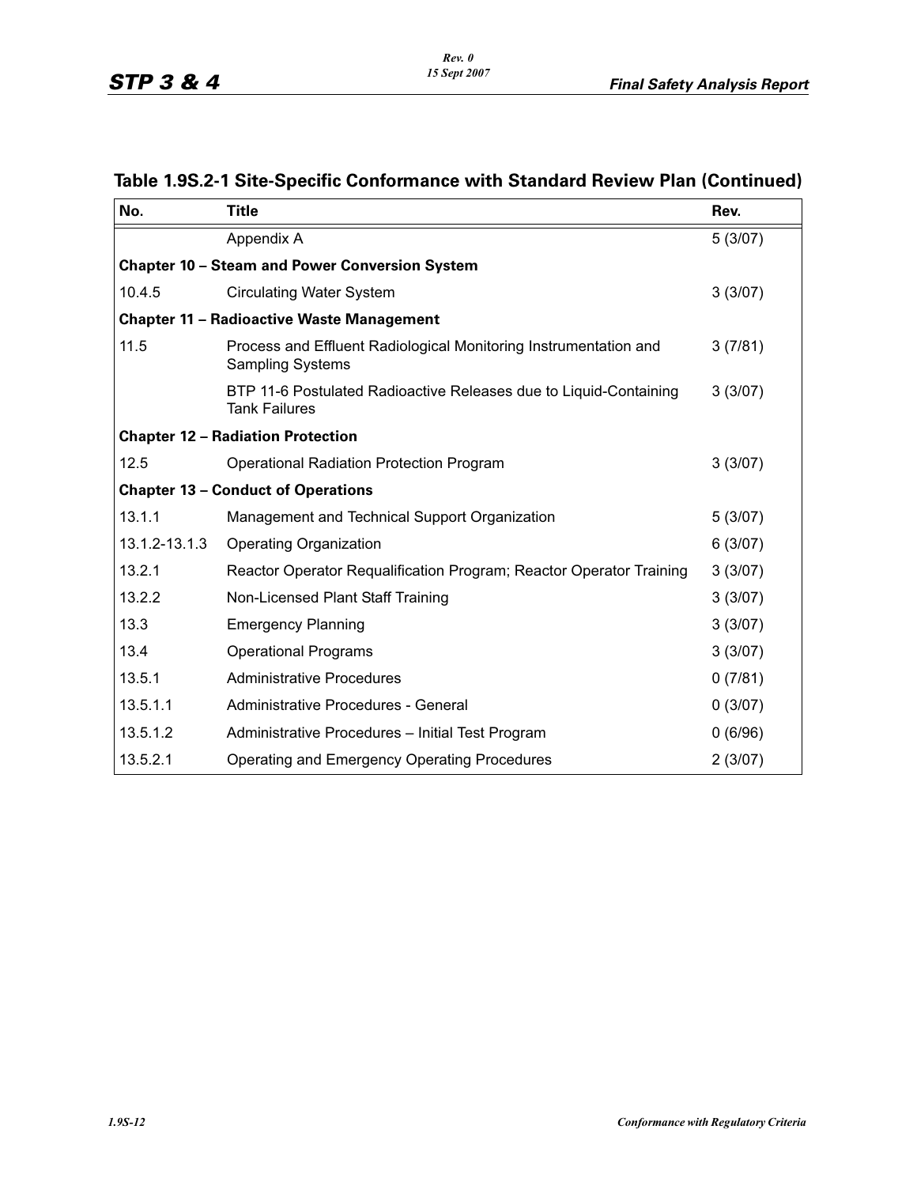## Table 1.9S.2-1 Site-Specific Conformance with Standard Review Plan (Continued)

| No. | Title | Rev. |
|---|---|---|
| | Appendix A | 5 (3/07) |
| **Chapter 10 – Steam and Power Conversion System** | | |
| 10.4.5 | Circulating Water System | 3 (3/07) |
| **Chapter 11 – Radioactive Waste Management** | | |
| 11.5 | Process and Effluent Radiological Monitoring Instrumentation and Sampling Systems | 3 (7/81) |
| | BTP 11-6 Postulated Radioactive Releases due to Liquid-Containing Tank Failures | 3 (3/07) |
| **Chapter 12 – Radiation Protection** | | |
| 12.5 | Operational Radiation Protection Program | 3 (3/07) |
| **Chapter 13 – Conduct of Operations** | | |
| 13.1.1 | Management and Technical Support Organization | 5 (3/07) |
| 13.1.2-13.1.3 | Operating Organization | 6 (3/07) |
| 13.2.1 | Reactor Operator Requalification Program; Reactor Operator Training | 3 (3/07) |
| 13.2.2 | Non-Licensed Plant Staff Training | 3 (3/07) |
| 13.3 | Emergency Planning | 3 (3/07) |
| 13.4 | Operational Programs | 3 (3/07) |
| 13.5.1 | Administrative Procedures | 0 (7/81) |
| 13.5.1.1 | Administrative Procedures - General | 0 (3/07) |
| 13.5.1.2 | Administrative Procedures – Initial Test Program | 0 (6/96) |
| 13.5.2.1 | Operating and Emergency Operating Procedures | 2 (3/07) |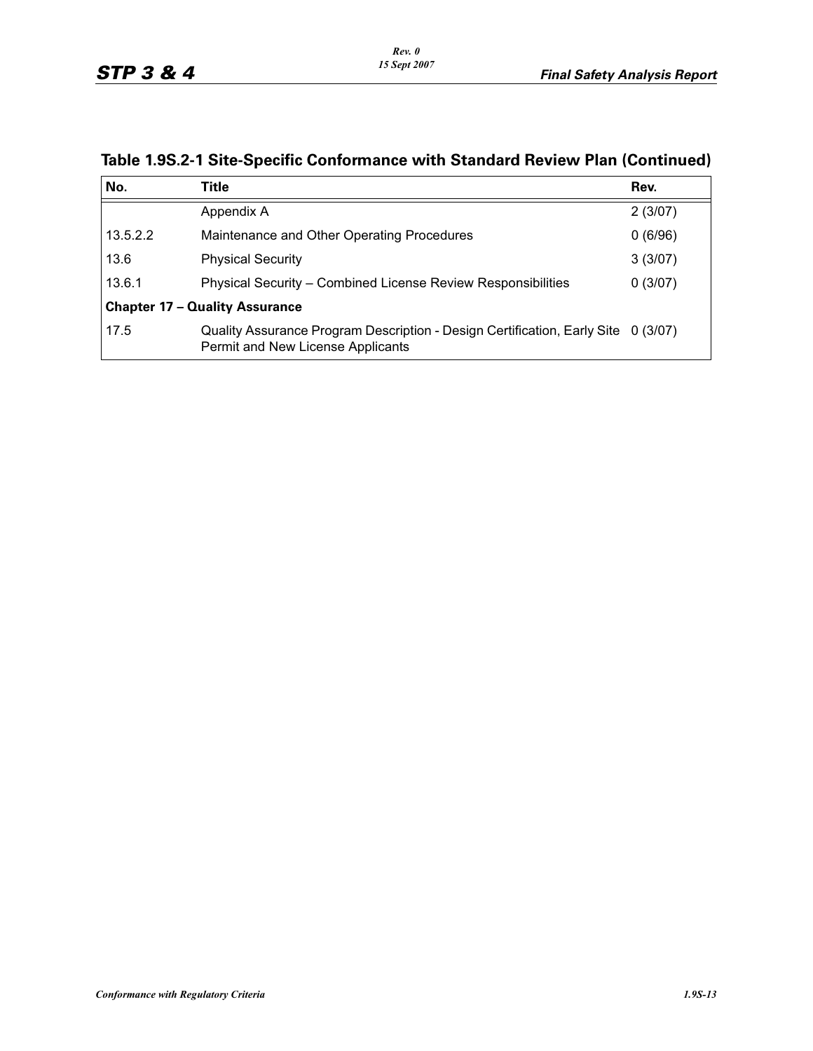## Table 1.9S.2-1 Site-Specific Conformance with Standard Review Plan (Continued)

| No. | Title | Rev. |
|---|---|---|
| | Appendix A | 2 (3/07) |
| 13.5.2.2 | Maintenance and Other Operating Procedures | 0 (6/96) |
| 13.6 | Physical Security | 3 (3/07) |
| 13.6.1 | Physical Security – Combined License Review Responsibilities | 0 (3/07) |
| **Chapter 17 – Quality Assurance** | | |
| 17.5 | Quality Assurance Program Description - Design Certification, Early Site Permit and New License Applicants | 0 (3/07) |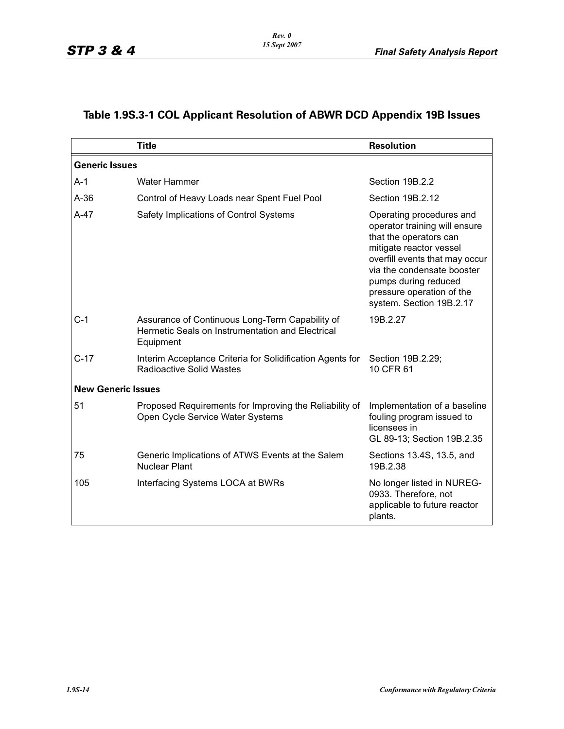## Table 1.9S.3-1 COL Applicant Resolution of ABWR DCD Appendix 19B Issues

| | Title | Resolution |
|---|---|---|
| **Generic Issues** | | |
| A-1 | Water Hammer | Section 19B.2.2 |
| A-36 | Control of Heavy Loads near Spent Fuel Pool | Section 19B.2.12 |
| A-47 | Safety Implications of Control Systems | Operating procedures and operator training will ensure that the operators can mitigate reactor vessel overfill events that may occur via the condensate booster pumps during reduced pressure operation of the system. Section 19B.2.17 |
| C-1 | Assurance of Continuous Long-Term Capability of Hermetic Seals on Instrumentation and Electrical Equipment | 19B.2.27 |
| C-17 | Interim Acceptance Criteria for Solidification Agents for Radioactive Solid Wastes | Section 19B.2.29; 10 CFR 61 |
| **New Generic Issues** | | |
| 51 | Proposed Requirements for Improving the Reliability of Open Cycle Service Water Systems | Implementation of a baseline fouling program issued to licensees in GL 89-13; Section 19B.2.35 |
| 75 | Generic Implications of ATWS Events at the Salem Nuclear Plant | Sections 13.4S, 13.5, and 19B.2.38 |
| 105 | Interfacing Systems LOCA at BWRs | No longer listed in NUREG-0933. Therefore, not applicable to future reactor plants. |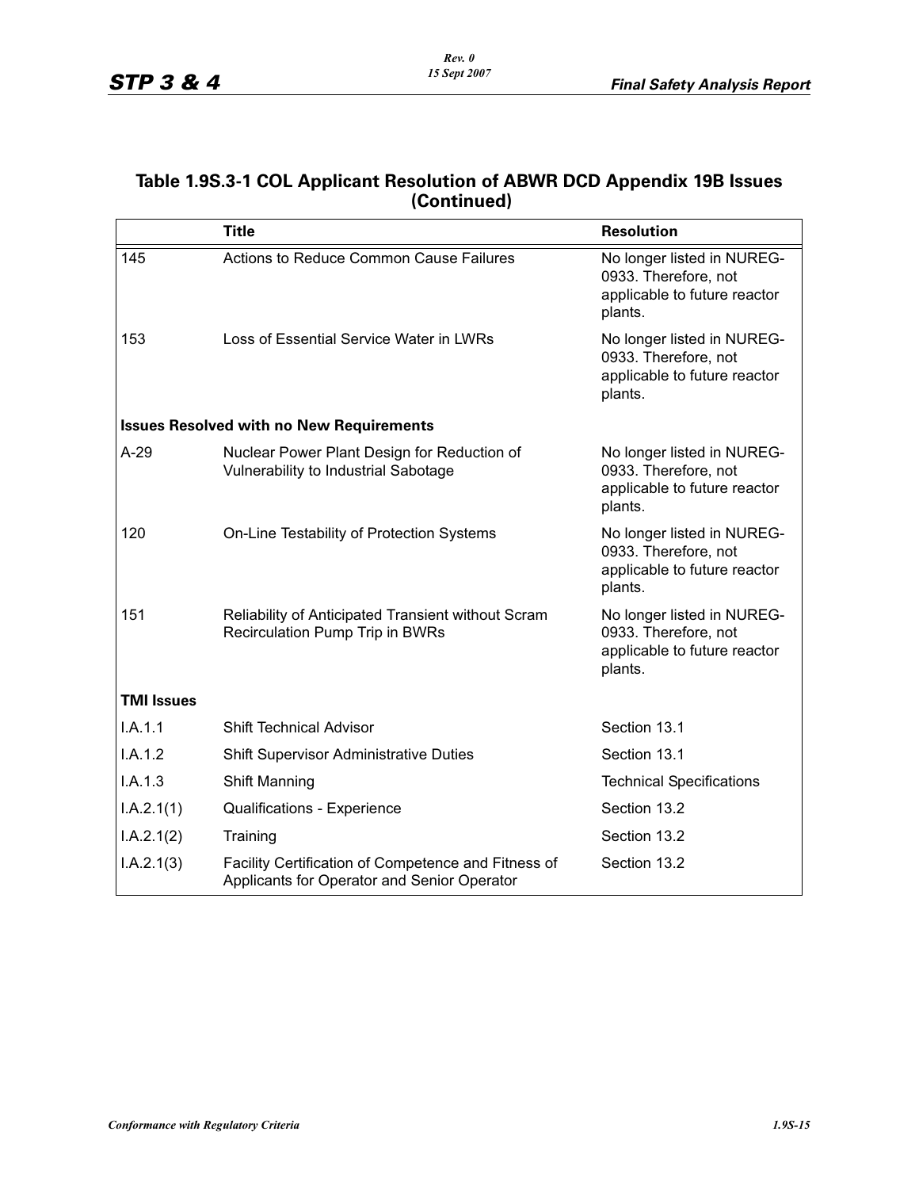## Table 1.9S.3-1 COL Applicant Resolution of ABWR DCD Appendix 19B Issues (Continued)

| | Title | Resolution |
|---|---|---|
| 145 | Actions to Reduce Common Cause Failures | No longer listed in NUREG-0933. Therefore, not applicable to future reactor plants. |
| 153 | Loss of Essential Service Water in LWRs | No longer listed in NUREG-0933. Therefore, not applicable to future reactor plants. |
| **Issues Resolved with no New Requirements** | | |
| A-29 | Nuclear Power Plant Design for Reduction of Vulnerability to Industrial Sabotage | No longer listed in NUREG-0933. Therefore, not applicable to future reactor plants. |
| 120 | On-Line Testability of Protection Systems | No longer listed in NUREG-0933. Therefore, not applicable to future reactor plants. |
| 151 | Reliability of Anticipated Transient without Scram Recirculation Pump Trip in BWRs | No longer listed in NUREG-0933. Therefore, not applicable to future reactor plants. |
| **TMI Issues** | | |
| I.A.1.1 | Shift Technical Advisor | Section 13.1 |
| I.A.1.2 | Shift Supervisor Administrative Duties | Section 13.1 |
| I.A.1.3 | Shift Manning | Technical Specifications |
| I.A.2.1(1) | Qualifications - Experience | Section 13.2 |
| I.A.2.1(2) | Training | Section 13.2 |
| I.A.2.1(3) | Facility Certification of Competence and Fitness of Applicants for Operator and Senior Operator | Section 13.2 |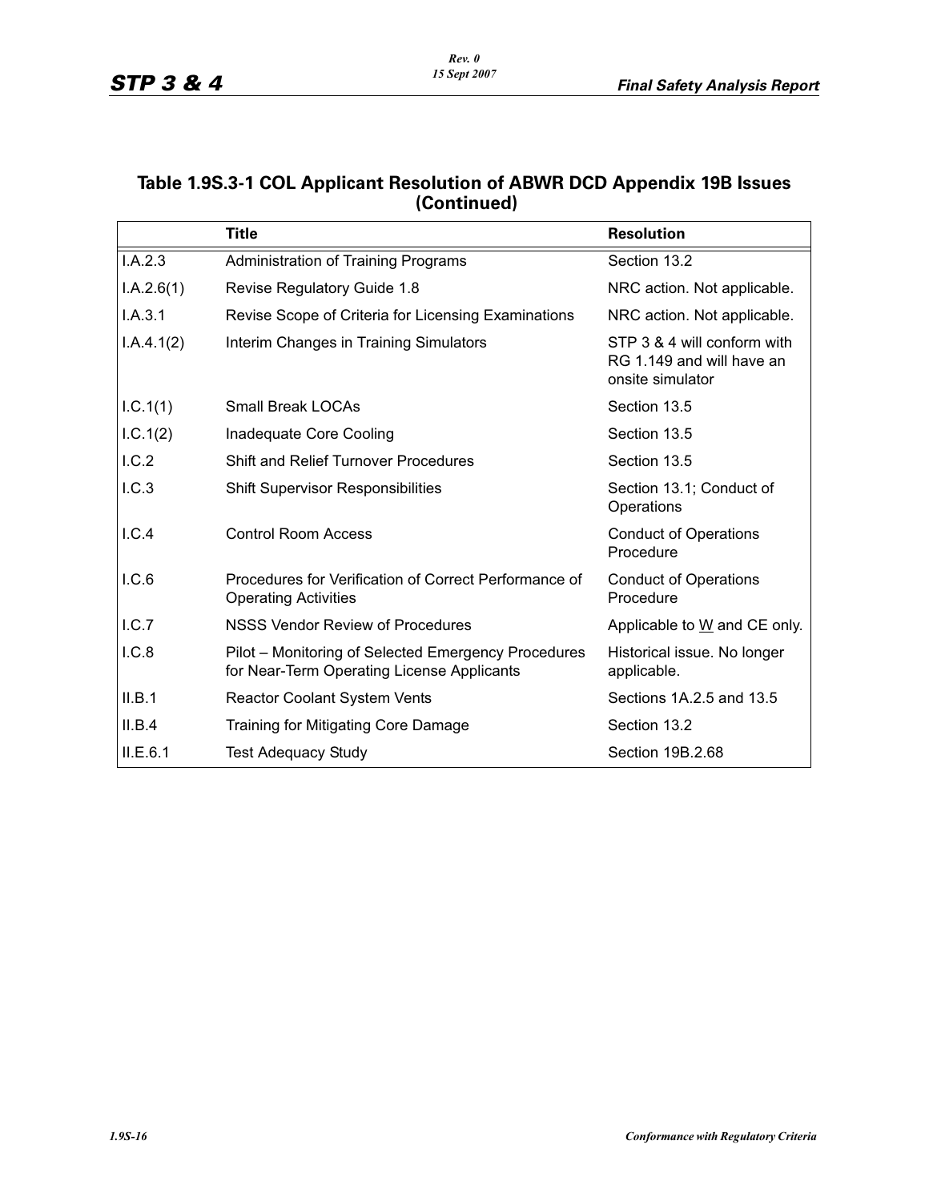## Table 1.9S.3-1 COL Applicant Resolution of ABWR DCD Appendix 19B Issues (Continued)

| | Title | Resolution |
|---|---|---|
| I.A.2.3 | Administration of Training Programs | Section 13.2 |
| I.A.2.6(1) | Revise Regulatory Guide 1.8 | NRC action. Not applicable. |
| I.A.3.1 | Revise Scope of Criteria for Licensing Examinations | NRC action. Not applicable. |
| I.A.4.1(2) | Interim Changes in Training Simulators | STP 3 & 4 will conform with RG 1.149 and will have an onsite simulator |
| I.C.1(1) | Small Break LOCAs | Section 13.5 |
| I.C.1(2) | Inadequate Core Cooling | Section 13.5 |
| I.C.2 | Shift and Relief Turnover Procedures | Section 13.5 |
| I.C.3 | Shift Supervisor Responsibilities | Section 13.1; Conduct of Operations |
| I.C.4 | Control Room Access | Conduct of Operations Procedure |
| I.C.6 | Procedures for Verification of Correct Performance of Operating Activities | Conduct of Operations Procedure |
| I.C.7 | NSSS Vendor Review of Procedures | Applicable to W and CE only. |
| I.C.8 | Pilot – Monitoring of Selected Emergency Procedures for Near-Term Operating License Applicants | Historical issue. No longer applicable. |
| II.B.1 | Reactor Coolant System Vents | Sections 1A.2.5 and 13.5 |
| II.B.4 | Training for Mitigating Core Damage | Section 13.2 |
| II.E.6.1 | Test Adequacy Study | Section 19B.2.68 |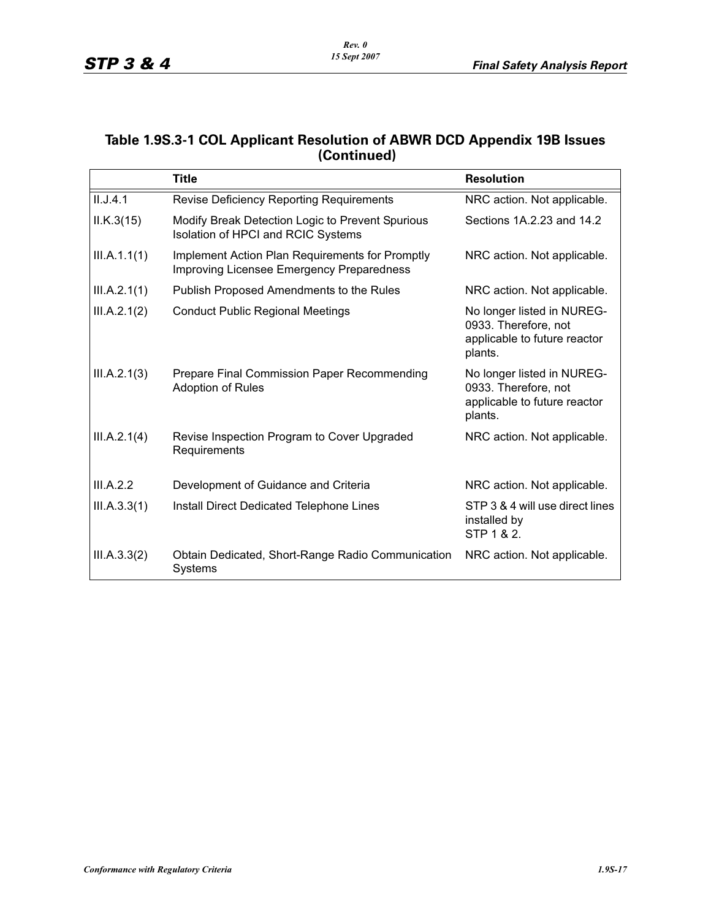## Table 1.9S.3-1 COL Applicant Resolution of ABWR DCD Appendix 19B Issues (Continued)

| | Title | Resolution |
|---|---|---|
| II.J.4.1 | Revise Deficiency Reporting Requirements | NRC action. Not applicable. |
| II.K.3(15) | Modify Break Detection Logic to Prevent Spurious Isolation of HPCI and RCIC Systems | Sections 1A.2.23 and 14.2 |
| III.A.1.1(1) | Implement Action Plan Requirements for Promptly Improving Licensee Emergency Preparedness | NRC action. Not applicable. |
| III.A.2.1(1) | Publish Proposed Amendments to the Rules | NRC action. Not applicable. |
| III.A.2.1(2) | Conduct Public Regional Meetings | No longer listed in NUREG-0933. Therefore, not applicable to future reactor plants. |
| III.A.2.1(3) | Prepare Final Commission Paper Recommending Adoption of Rules | No longer listed in NUREG-0933. Therefore, not applicable to future reactor plants. |
| III.A.2.1(4) | Revise Inspection Program to Cover Upgraded Requirements | NRC action. Not applicable. |
| III.A.2.2 | Development of Guidance and Criteria | NRC action. Not applicable. |
| III.A.3.3(1) | Install Direct Dedicated Telephone Lines | STP 3 & 4 will use direct lines installed by STP 1 & 2. |
| III.A.3.3(2) | Obtain Dedicated, Short-Range Radio Communication Systems | NRC action. Not applicable. |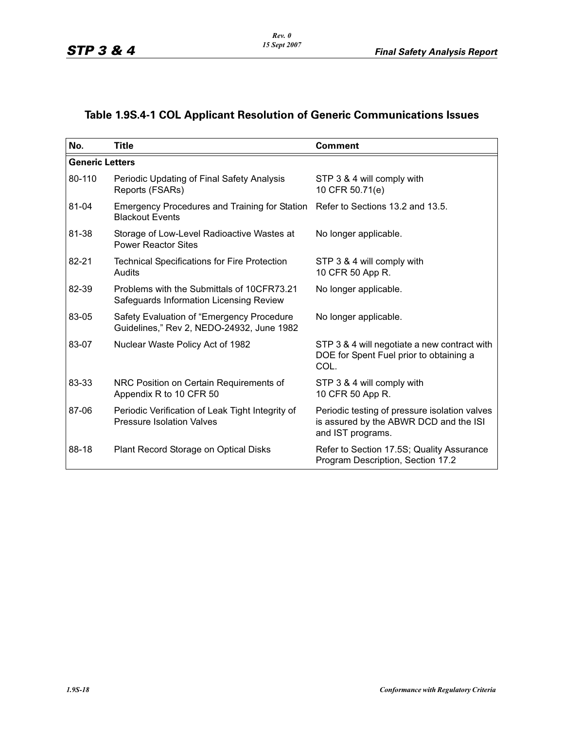## Table 1.9S.4-1 COL Applicant Resolution of Generic Communications Issues

| No. | Title | Comment |
|---|---|---|
| **Generic Letters** | | |
| 80-110 | Periodic Updating of Final Safety Analysis Reports (FSARs) | STP 3 & 4 will comply with 10 CFR 50.71(e) |
| 81-04 | Emergency Procedures and Training for Station Blackout Events | Refer to Sections 13.2 and 13.5. |
| 81-38 | Storage of Low-Level Radioactive Wastes at Power Reactor Sites | No longer applicable. |
| 82-21 | Technical Specifications for Fire Protection Audits | STP 3 & 4 will comply with 10 CFR 50 App R. |
| 82-39 | Problems with the Submittals of 10CFR73.21 Safeguards Information Licensing Review | No longer applicable. |
| 83-05 | Safety Evaluation of "Emergency Procedure Guidelines," Rev 2, NEDO-24932, June 1982 | No longer applicable. |
| 83-07 | Nuclear Waste Policy Act of 1982 | STP 3 & 4 will negotiate a new contract with DOE for Spent Fuel prior to obtaining a COL. |
| 83-33 | NRC Position on Certain Requirements of Appendix R to 10 CFR 50 | STP 3 & 4 will comply with 10 CFR 50 App R. |
| 87-06 | Periodic Verification of Leak Tight Integrity of Pressure Isolation Valves | Periodic testing of pressure isolation valves is assured by the ABWR DCD and the ISI and IST programs. |
| 88-18 | Plant Record Storage on Optical Disks | Refer to Section 17.5S; Quality Assurance Program Description, Section 17.2 |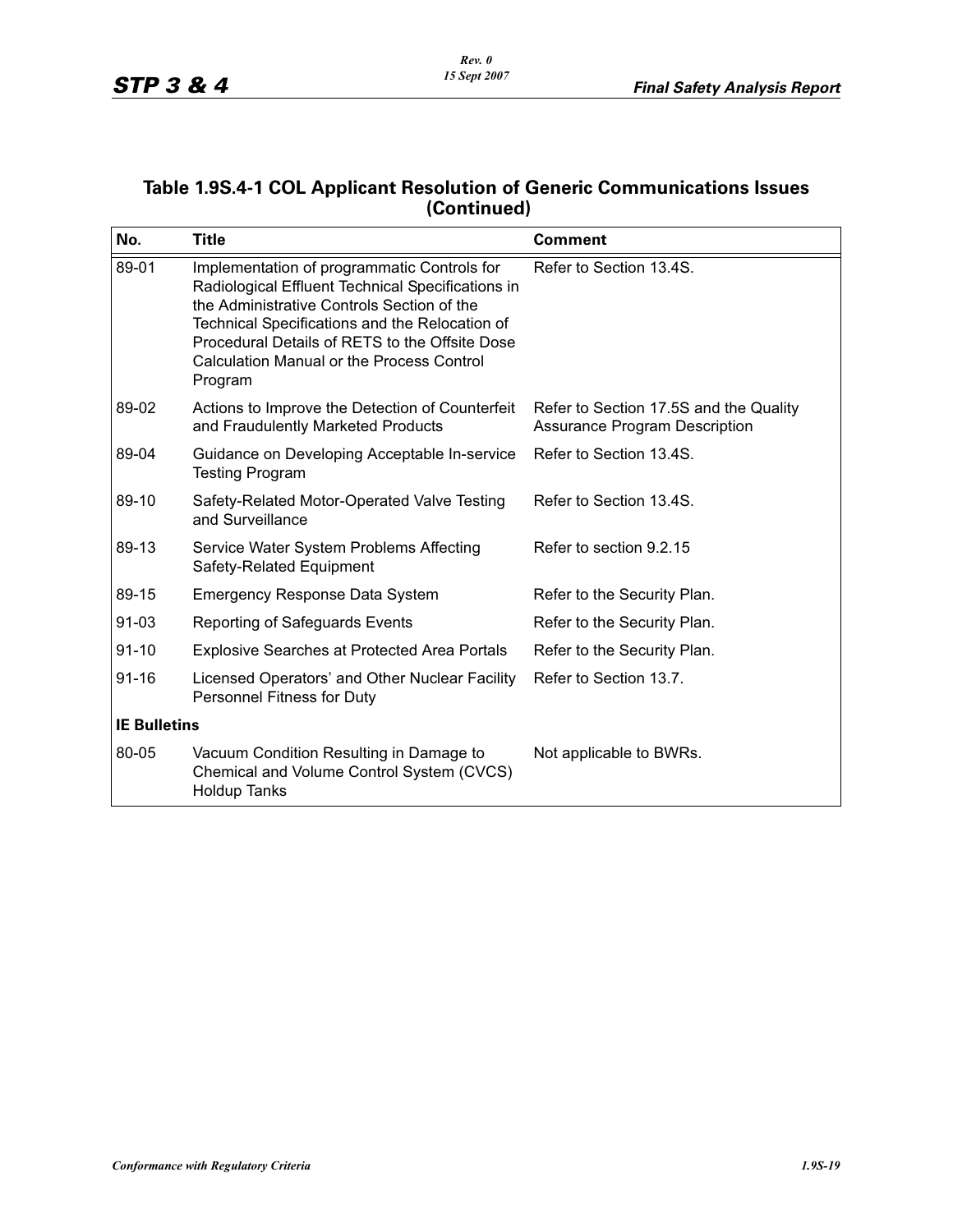## Table 1.9S.4-1 COL Applicant Resolution of Generic Communications Issues (Continued)

| No. | Title | Comment |
|---|---|---|
| 89-01 | Implementation of programmatic Controls for Radiological Effluent Technical Specifications in the Administrative Controls Section of the Technical Specifications and the Relocation of Procedural Details of RETS to the Offsite Dose Calculation Manual or the Process Control Program | Refer to Section 13.4S. |
| 89-02 | Actions to Improve the Detection of Counterfeit and Fraudulently Marketed Products | Refer to Section 17.5S and the Quality Assurance Program Description |
| 89-04 | Guidance on Developing Acceptable In-service Testing Program | Refer to Section 13.4S. |
| 89-10 | Safety-Related Motor-Operated Valve Testing and Surveillance | Refer to Section 13.4S. |
| 89-13 | Service Water System Problems Affecting Safety-Related Equipment | Refer to section 9.2.15 |
| 89-15 | Emergency Response Data System | Refer to the Security Plan. |
| 91-03 | Reporting of Safeguards Events | Refer to the Security Plan. |
| 91-10 | Explosive Searches at Protected Area Portals | Refer to the Security Plan. |
| 91-16 | Licensed Operators' and Other Nuclear Facility Personnel Fitness for Duty | Refer to Section 13.7. |
| **IE Bulletins** | | |
| 80-05 | Vacuum Condition Resulting in Damage to Chemical and Volume Control System (CVCS) Holdup Tanks | Not applicable to BWRs. |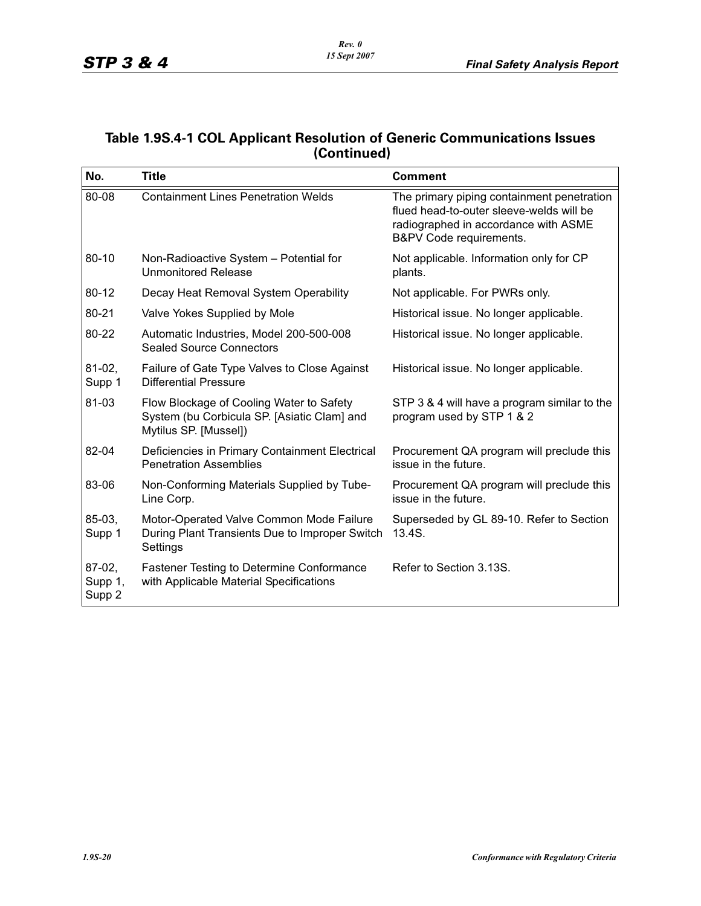## Table 1.9S.4-1 COL Applicant Resolution of Generic Communications Issues (Continued)

| No. | Title | Comment |
|---|---|---|
| 80-08 | Containment Lines Penetration Welds | The primary piping containment penetration flued head-to-outer sleeve-welds will be radiographed in accordance with ASME B&PV Code requirements. |
| 80-10 | Non-Radioactive System – Potential for Unmonitored Release | Not applicable. Information only for CP plants. |
| 80-12 | Decay Heat Removal System Operability | Not applicable. For PWRs only. |
| 80-21 | Valve Yokes Supplied by Mole | Historical issue. No longer applicable. |
| 80-22 | Automatic Industries, Model 200-500-008 Sealed Source Connectors | Historical issue. No longer applicable. |
| 81-02, Supp 1 | Failure of Gate Type Valves to Close Against Differential Pressure | Historical issue. No longer applicable. |
| 81-03 | Flow Blockage of Cooling Water to Safety System (bu Corbicula SP. [Asiatic Clam] and Mytilus SP. [Mussel]) | STP 3 & 4 will have a program similar to the program used by STP 1 & 2 |
| 82-04 | Deficiencies in Primary Containment Electrical Penetration Assemblies | Procurement QA program will preclude this issue in the future. |
| 83-06 | Non-Conforming Materials Supplied by Tube-Line Corp. | Procurement QA program will preclude this issue in the future. |
| 85-03, Supp 1 | Motor-Operated Valve Common Mode Failure During Plant Transients Due to Improper Switch Settings | Superseded by GL 89-10. Refer to Section 13.4S. |
| 87-02, Supp 1, Supp 2 | Fastener Testing to Determine Conformance with Applicable Material Specifications | Refer to Section 3.13S. |